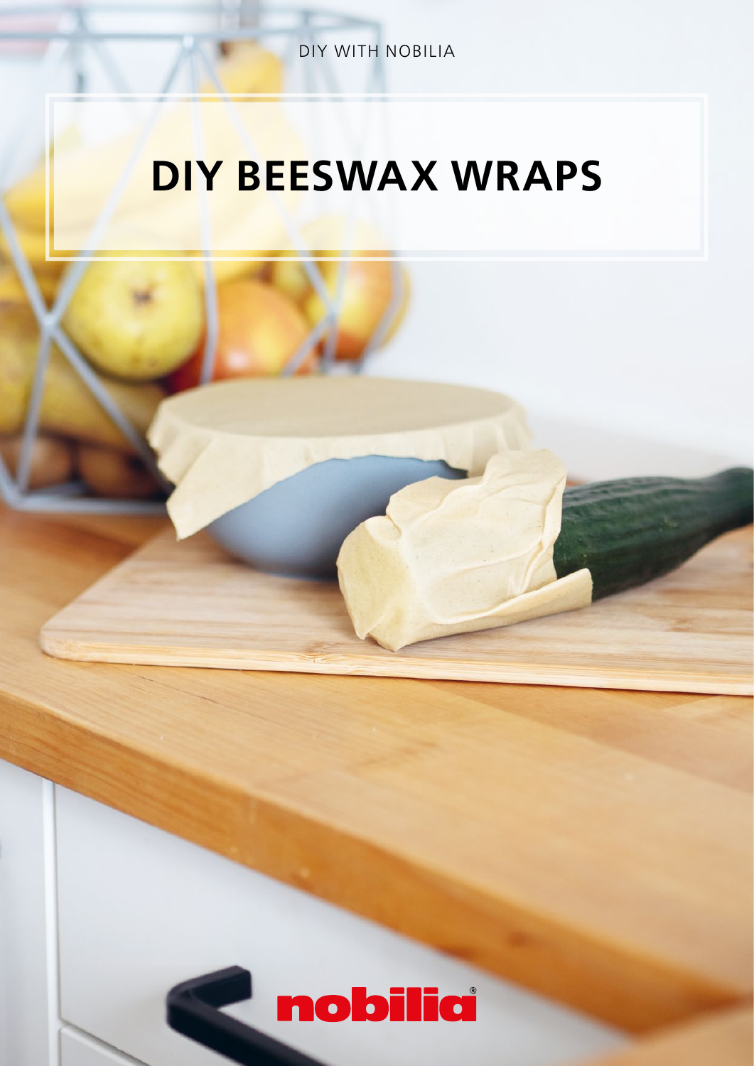DIY WITH NOBILIA

# DIY BEESWAX WRAPS

nobilia®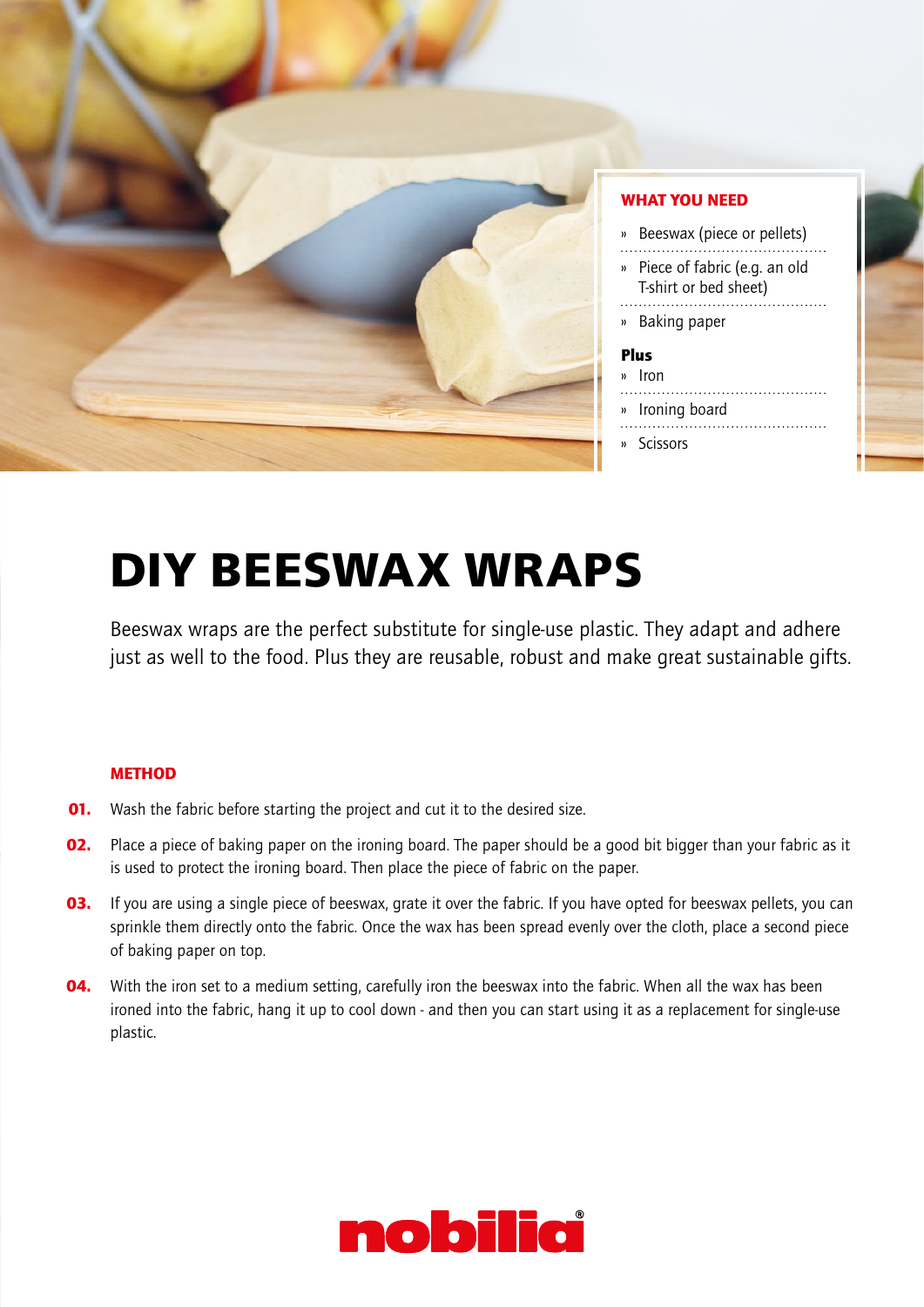## WHAT YOU NEED

- Beeswax (piece or pellets)
- Piece of fabric (e.g. an old T-shirt or bed sheet)
- Baking paper

**Plus**

- Iron
- Ironing board
- Scissors

# DIY BEESWAX WRAPS

Beeswax wraps are the perfect substitute for single-use plastic. They adapt and adhere just as well to the food. Plus they are reusable, robust and make great sustainable gifts.

## METHOD

**01.** Wash the fabric before starting the project and cut it to the desired size.

**02.** Place a piece of baking paper on the ironing board. The paper should be a good bit bigger than your fabric as it is used to protect the ironing board. Then place the piece of fabric on the paper.

**03.** If you are using a single piece of beeswax, grate it over the fabric. If you have opted for beeswax pellets, you can sprinkle them directly onto the fabric. Once the wax has been spread evenly over the cloth, place a second piece of baking paper on top.

**04.** With the iron set to a medium setting, carefully iron the beeswax into the fabric. When all the wax has been ironed into the fabric, hang it up to cool down - and then you can start using it as a replacement for single-use plastic.

nobilia®